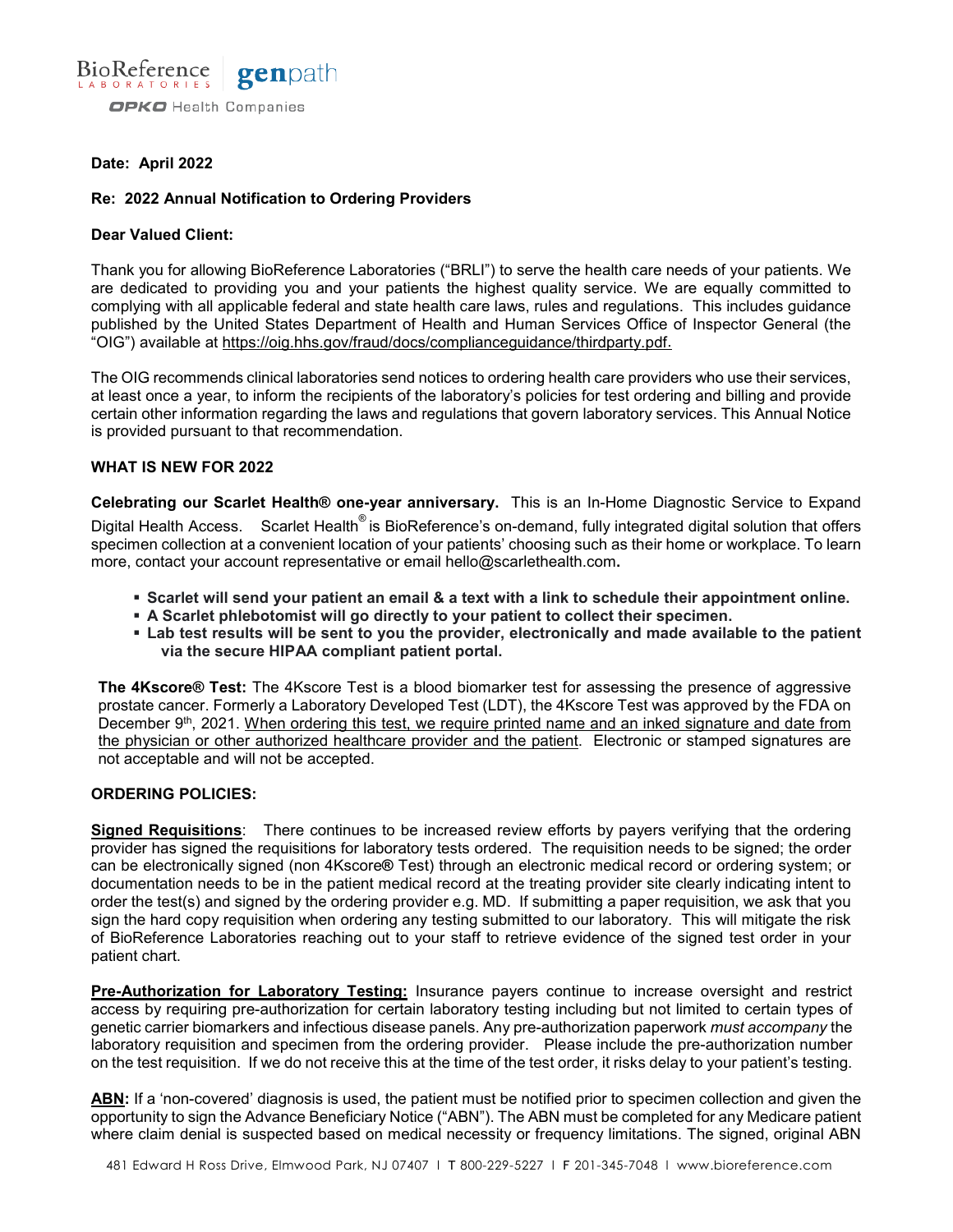BioReference LABORATORIES | genpath

OPKO Health Companies

**Date: April 2022**

**Re: 2022 Annual Notification to Ordering Providers**

**Dear Valued Client:**

Thank you for allowing BioReference Laboratories ("BRLI") to serve the health care needs of your patients. We are dedicated to providing you and your patients the highest quality service. We are equally committed to complying with all applicable federal and state health care laws, rules and regulations. This includes guidance published by the United States Department of Health and Human Services Office of Inspector General (the "OIG") available at https://oig.hhs.gov/fraud/docs/complianceguidance/thirdparty.pdf.

The OIG recommends clinical laboratories send notices to ordering health care providers who use their services, at least once a year, to inform the recipients of the laboratory's policies for test ordering and billing and provide certain other information regarding the laws and regulations that govern laboratory services. This Annual Notice is provided pursuant to that recommendation.

## WHAT IS NEW FOR 2022

**Celebrating our Scarlet Health® one-year anniversary.** This is an In-Home Diagnostic Service to Expand Digital Health Access. Scarlet Health® is BioReference's on-demand, fully integrated digital solution that offers specimen collection at a convenient location of your patients' choosing such as their home or workplace. To learn more, contact your account representative or email hello@scarlethealth.com**.**

- **Scarlet will send your patient an email & a text with a link to schedule their appointment online.**
- **A Scarlet phlebotomist will go directly to your patient to collect their specimen.**
- **Lab test results will be sent to you the provider, electronically and made available to the patient via the secure HIPAA compliant patient portal.**

**The 4Kscore® Test:** The 4Kscore Test is a blood biomarker test for assessing the presence of aggressive prostate cancer. Formerly a Laboratory Developed Test (LDT), the 4Kscore Test was approved by the FDA on December 9th, 2021. When ordering this test, we require printed name and an inked signature and date from the physician or other authorized healthcare provider and the patient. Electronic or stamped signatures are not acceptable and will not be accepted.

## ORDERING POLICIES:

**Signed Requisitions**: There continues to be increased review efforts by payers verifying that the ordering provider has signed the requisitions for laboratory tests ordered. The requisition needs to be signed; the order can be electronically signed (non 4Kscore**®** Test) through an electronic medical record or ordering system; or documentation needs to be in the patient medical record at the treating provider site clearly indicating intent to order the test(s) and signed by the ordering provider e.g. MD. If submitting a paper requisition, we ask that you sign the hard copy requisition when ordering any testing submitted to our laboratory. This will mitigate the risk of BioReference Laboratories reaching out to your staff to retrieve evidence of the signed test order in your patient chart.

**Pre-Authorization for Laboratory Testing:** Insurance payers continue to increase oversight and restrict access by requiring pre-authorization for certain laboratory testing including but not limited to certain types of genetic carrier biomarkers and infectious disease panels. Any pre-authorization paperwork *must accompany* the laboratory requisition and specimen from the ordering provider. Please include the pre-authorization number on the test requisition. If we do not receive this at the time of the test order, it risks delay to your patient's testing.

**ABN:** If a 'non-covered' diagnosis is used, the patient must be notified prior to specimen collection and given the opportunity to sign the Advance Beneficiary Notice ("ABN"). The ABN must be completed for any Medicare patient where claim denial is suspected based on medical necessity or frequency limitations. The signed, original ABN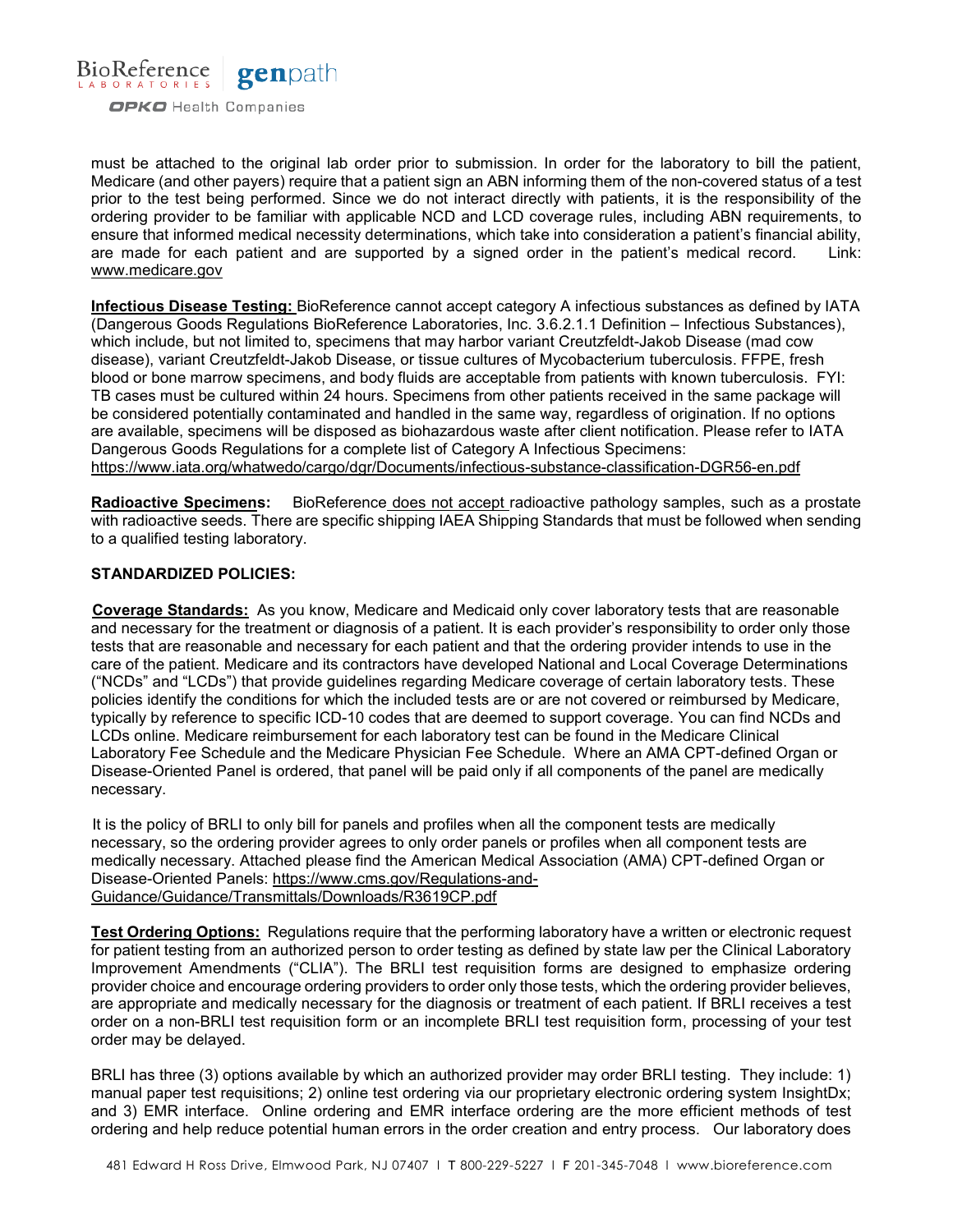must be attached to the original lab order prior to submission. In order for the laboratory to bill the patient, Medicare (and other payers) require that a patient sign an ABN informing them of the non-covered status of a test prior to the test being performed. Since we do not interact directly with patients, it is the responsibility of the ordering provider to be familiar with applicable NCD and LCD coverage rules, including ABN requirements, to ensure that informed medical necessity determinations, which take into consideration a patient's financial ability, are made for each patient and are supported by a signed order in the patient's medical record. Link: www.medicare.gov

**Infectious Disease Testing:** BioReference cannot accept category A infectious substances as defined by IATA (Dangerous Goods Regulations BioReference Laboratories, Inc. 3.6.2.1.1 Definition – Infectious Substances), which include, but not limited to, specimens that may harbor variant Creutzfeldt-Jakob Disease (mad cow disease), variant Creutzfeldt-Jakob Disease, or tissue cultures of Mycobacterium tuberculosis. FFPE, fresh blood or bone marrow specimens, and body fluids are acceptable from patients with known tuberculosis. FYI: TB cases must be cultured within 24 hours. Specimens from other patients received in the same package will be considered potentially contaminated and handled in the same way, regardless of origination. If no options are available, specimens will be disposed as biohazardous waste after client notification. Please refer to IATA Dangerous Goods Regulations for a complete list of Category A Infectious Specimens: https://www.iata.org/whatwedo/cargo/dgr/Documents/infectious-substance-classification-DGR56-en.pdf

**Radioactive Specimens:** BioReference does not accept radioactive pathology samples, such as a prostate with radioactive seeds. There are specific shipping IAEA Shipping Standards that must be followed when sending to a qualified testing laboratory.

**STANDARDIZED POLICIES:**

**Coverage Standards:** As you know, Medicare and Medicaid only cover laboratory tests that are reasonable and necessary for the treatment or diagnosis of a patient. It is each provider's responsibility to order only those tests that are reasonable and necessary for each patient and that the ordering provider intends to use in the care of the patient. Medicare and its contractors have developed National and Local Coverage Determinations ("NCDs" and "LCDs") that provide guidelines regarding Medicare coverage of certain laboratory tests. These policies identify the conditions for which the included tests are or are not covered or reimbursed by Medicare, typically by reference to specific ICD-10 codes that are deemed to support coverage. You can find NCDs and LCDs online. Medicare reimbursement for each laboratory test can be found in the Medicare Clinical Laboratory Fee Schedule and the Medicare Physician Fee Schedule. Where an AMA CPT-defined Organ or Disease-Oriented Panel is ordered, that panel will be paid only if all components of the panel are medically necessary.

It is the policy of BRLI to only bill for panels and profiles when all the component tests are medically necessary, so the ordering provider agrees to only order panels or profiles when all component tests are medically necessary. Attached please find the American Medical Association (AMA) CPT-defined Organ or Disease-Oriented Panels: https://www.cms.gov/Regulations-and-Guidance/Guidance/Transmittals/Downloads/R3619CP.pdf

**Test Ordering Options:** Regulations require that the performing laboratory have a written or electronic request for patient testing from an authorized person to order testing as defined by state law per the Clinical Laboratory Improvement Amendments ("CLIA"). The BRLI test requisition forms are designed to emphasize ordering provider choice and encourage ordering providers to order only those tests, which the ordering provider believes, are appropriate and medically necessary for the diagnosis or treatment of each patient. If BRLI receives a test order on a non-BRLI test requisition form or an incomplete BRLI test requisition form, processing of your test order may be delayed.

BRLI has three (3) options available by which an authorized provider may order BRLI testing. They include: 1) manual paper test requisitions; 2) online test ordering via our proprietary electronic ordering system InsightDx; and 3) EMR interface. Online ordering and EMR interface ordering are the more efficient methods of test ordering and help reduce potential human errors in the order creation and entry process. Our laboratory does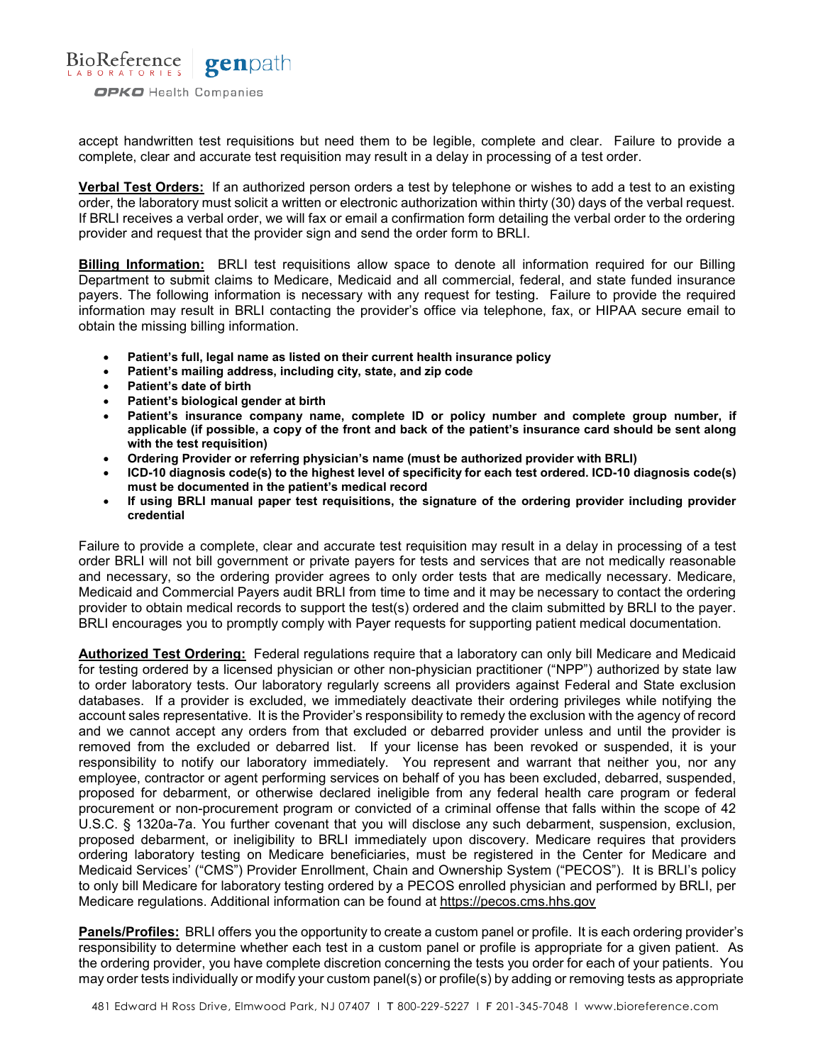accept handwritten test requisitions but need them to be legible, complete and clear. Failure to provide a complete, clear and accurate test requisition may result in a delay in processing of a test order.

**Verbal Test Orders:** If an authorized person orders a test by telephone or wishes to add a test to an existing order, the laboratory must solicit a written or electronic authorization within thirty (30) days of the verbal request. If BRLI receives a verbal order, we will fax or email a confirmation form detailing the verbal order to the ordering provider and request that the provider sign and send the order form to BRLI.

**Billing Information:** BRLI test requisitions allow space to denote all information required for our Billing Department to submit claims to Medicare, Medicaid and all commercial, federal, and state funded insurance payers. The following information is necessary with any request for testing. Failure to provide the required information may result in BRLI contacting the provider's office via telephone, fax, or HIPAA secure email to obtain the missing billing information.

- **Patient's full, legal name as listed on their current health insurance policy**
- **Patient's mailing address, including city, state, and zip code**
- **Patient's date of birth**
- **Patient's biological gender at birth**
- **Patient's insurance company name, complete ID or policy number and complete group number, if applicable (if possible, a copy of the front and back of the patient's insurance card should be sent along with the test requisition)**
- **Ordering Provider or referring physician's name (must be authorized provider with BRLI)**
- **ICD-10 diagnosis code(s) to the highest level of specificity for each test ordered. ICD-10 diagnosis code(s) must be documented in the patient's medical record**
- **If using BRLI manual paper test requisitions, the signature of the ordering provider including provider credential**

Failure to provide a complete, clear and accurate test requisition may result in a delay in processing of a test order BRLI will not bill government or private payers for tests and services that are not medically reasonable and necessary, so the ordering provider agrees to only order tests that are medically necessary. Medicare, Medicaid and Commercial Payers audit BRLI from time to time and it may be necessary to contact the ordering provider to obtain medical records to support the test(s) ordered and the claim submitted by BRLI to the payer. BRLI encourages you to promptly comply with Payer requests for supporting patient medical documentation.

**Authorized Test Ordering:** Federal regulations require that a laboratory can only bill Medicare and Medicaid for testing ordered by a licensed physician or other non-physician practitioner ("NPP") authorized by state law to order laboratory tests. Our laboratory regularly screens all providers against Federal and State exclusion databases. If a provider is excluded, we immediately deactivate their ordering privileges while notifying the account sales representative. It is the Provider's responsibility to remedy the exclusion with the agency of record and we cannot accept any orders from that excluded or debarred provider unless and until the provider is removed from the excluded or debarred list. If your license has been revoked or suspended, it is your responsibility to notify our laboratory immediately. You represent and warrant that neither you, nor any employee, contractor or agent performing services on behalf of you has been excluded, debarred, suspended, proposed for debarment, or otherwise declared ineligible from any federal health care program or federal procurement or non-procurement program or convicted of a criminal offense that falls within the scope of 42 U.S.C. § 1320a-7a. You further covenant that you will disclose any such debarment, suspension, exclusion, proposed debarment, or ineligibility to BRLI immediately upon discovery. Medicare requires that providers ordering laboratory testing on Medicare beneficiaries, must be registered in the Center for Medicare and Medicaid Services' ("CMS") Provider Enrollment, Chain and Ownership System ("PECOS"). It is BRLI's policy to only bill Medicare for laboratory testing ordered by a PECOS enrolled physician and performed by BRLI, per Medicare regulations. Additional information can be found at https://pecos.cms.hhs.gov

**Panels/Profiles:** BRLI offers you the opportunity to create a custom panel or profile. It is each ordering provider's responsibility to determine whether each test in a custom panel or profile is appropriate for a given patient. As the ordering provider, you have complete discretion concerning the tests you order for each of your patients. You may order tests individually or modify your custom panel(s) or profile(s) by adding or removing tests as appropriate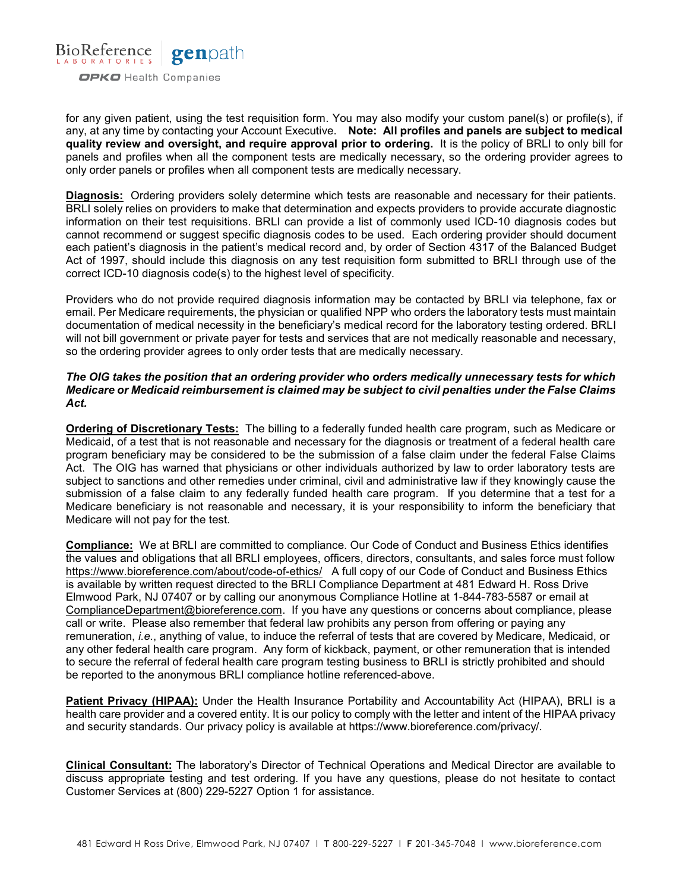for any given patient, using the test requisition form. You may also modify your custom panel(s) or profile(s), if any, at any time by contacting your Account Executive. **Note: All profiles and panels are subject to medical quality review and oversight, and require approval prior to ordering.** It is the policy of BRLI to only bill for panels and profiles when all the component tests are medically necessary, so the ordering provider agrees to only order panels or profiles when all component tests are medically necessary.

**Diagnosis:** Ordering providers solely determine which tests are reasonable and necessary for their patients. BRLI solely relies on providers to make that determination and expects providers to provide accurate diagnostic information on their test requisitions. BRLI can provide a list of commonly used ICD-10 diagnosis codes but cannot recommend or suggest specific diagnosis codes to be used. Each ordering provider should document each patient's diagnosis in the patient's medical record and, by order of Section 4317 of the Balanced Budget Act of 1997, should include this diagnosis on any test requisition form submitted to BRLI through use of the correct ICD-10 diagnosis code(s) to the highest level of specificity.

Providers who do not provide required diagnosis information may be contacted by BRLI via telephone, fax or email. Per Medicare requirements, the physician or qualified NPP who orders the laboratory tests must maintain documentation of medical necessity in the beneficiary's medical record for the laboratory testing ordered. BRLI will not bill government or private payer for tests and services that are not medically reasonable and necessary, so the ordering provider agrees to only order tests that are medically necessary.

***The OIG takes the position that an ordering provider who orders medically unnecessary tests for which Medicare or Medicaid reimbursement is claimed may be subject to civil penalties under the False Claims Act.***

**Ordering of Discretionary Tests:** The billing to a federally funded health care program, such as Medicare or Medicaid, of a test that is not reasonable and necessary for the diagnosis or treatment of a federal health care program beneficiary may be considered to be the submission of a false claim under the federal False Claims Act. The OIG has warned that physicians or other individuals authorized by law to order laboratory tests are subject to sanctions and other remedies under criminal, civil and administrative law if they knowingly cause the submission of a false claim to any federally funded health care program. If you determine that a test for a Medicare beneficiary is not reasonable and necessary, it is your responsibility to inform the beneficiary that Medicare will not pay for the test.

**Compliance:** We at BRLI are committed to compliance. Our Code of Conduct and Business Ethics identifies the values and obligations that all BRLI employees, officers, directors, consultants, and sales force must follow https://www.bioreference.com/about/code-of-ethics/ A full copy of our Code of Conduct and Business Ethics is available by written request directed to the BRLI Compliance Department at 481 Edward H. Ross Drive Elmwood Park, NJ 07407 or by calling our anonymous Compliance Hotline at 1-844-783-5587 or email at ComplianceDepartment@bioreference.com. If you have any questions or concerns about compliance, please call or write. Please also remember that federal law prohibits any person from offering or paying any remuneration, *i.e.*, anything of value, to induce the referral of tests that are covered by Medicare, Medicaid, or any other federal health care program. Any form of kickback, payment, or other remuneration that is intended to secure the referral of federal health care program testing business to BRLI is strictly prohibited and should be reported to the anonymous BRLI compliance hotline referenced-above.

**Patient Privacy (HIPAA):** Under the Health Insurance Portability and Accountability Act (HIPAA), BRLI is a health care provider and a covered entity. It is our policy to comply with the letter and intent of the HIPAA privacy and security standards. Our privacy policy is available at https://www.bioreference.com/privacy/.

**Clinical Consultant:** The laboratory's Director of Technical Operations and Medical Director are available to discuss appropriate testing and test ordering. If you have any questions, please do not hesitate to contact Customer Services at (800) 229-5227 Option 1 for assistance.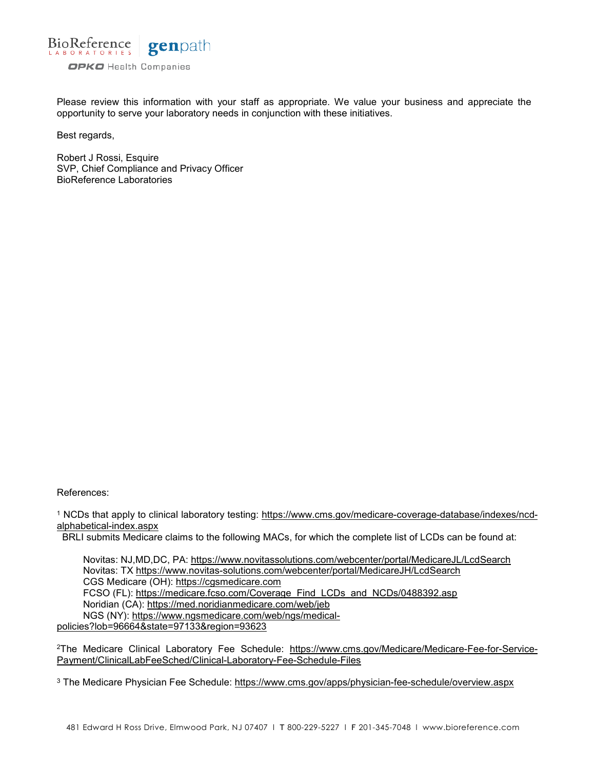Please review this information with your staff as appropriate. We value your business and appreciate the opportunity to serve your laboratory needs in conjunction with these initiatives.

Best regards,

Robert J Rossi, Esquire
SVP, Chief Compliance and Privacy Officer
BioReference Laboratories

References:

[1] NCDs that apply to clinical laboratory testing: https://www.cms.gov/medicare-coverage-database/indexes/ncd-alphabetical-index.aspx

BRLI submits Medicare claims to the following MACs, for which the complete list of LCDs can be found at:

Novitas: NJ,MD,DC, PA: https://www.novitassolutions.com/webcenter/portal/MedicareJL/LcdSearch
Novitas: TX https://www.novitas-solutions.com/webcenter/portal/MedicareJH/LcdSearch
CGS Medicare (OH): https://cgsmedicare.com
FCSO (FL): https://medicare.fcso.com/Coverage_Find_LCDs_and_NCDs/0488392.asp
Noridian (CA): https://med.noridianmedicare.com/web/jeb
NGS (NY): https://www.ngsmedicare.com/web/ngs/medical-policies?lob=96664&state=97133&region=93623

[2] The Medicare Clinical Laboratory Fee Schedule: https://www.cms.gov/Medicare/Medicare-Fee-for-Service-Payment/ClinicalLabFeeSched/Clinical-Laboratory-Fee-Schedule-Files

[3] The Medicare Physician Fee Schedule: https://www.cms.gov/apps/physician-fee-schedule/overview.aspx